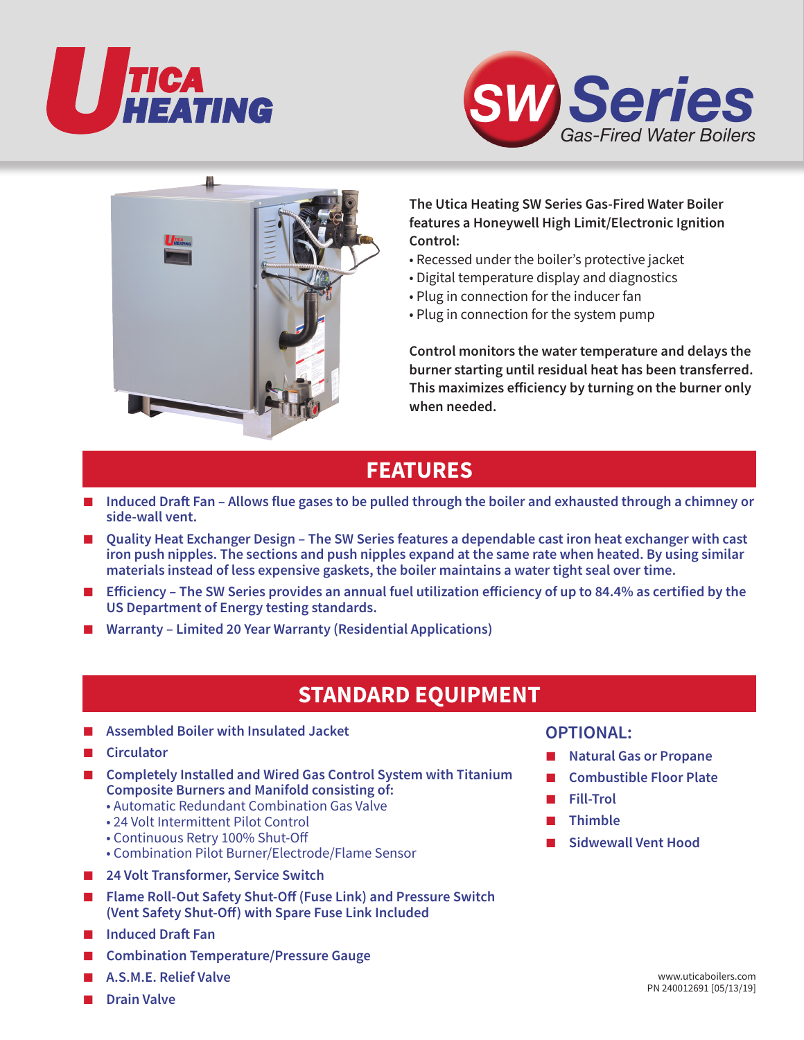# Utica Heating

# SW Series
## Gas-Fired Water Boilers

**The Utica Heating SW Series Gas-Fired Water Boiler features a Honeywell High Limit/Electronic Ignition Control:**

- Recessed under the boiler's protective jacket
- Digital temperature display and diagnostics
- Plug in connection for the inducer fan
- Plug in connection for the system pump

**Control monitors the water temperature and delays the burner starting until residual heat has been transferred. This maximizes efficiency by turning on the burner only when needed.**

## FEATURES

- **Induced Draft Fan – Allows flue gases to be pulled through the boiler and exhausted through a chimney or side-wall vent.**
- **Quality Heat Exchanger Design – The SW Series features a dependable cast iron heat exchanger with cast iron push nipples. The sections and push nipples expand at the same rate when heated. By using similar materials instead of less expensive gaskets, the boiler maintains a water tight seal over time.**
- **Efficiency – The SW Series provides an annual fuel utilization efficiency of up to 84.4% as certified by the US Department of Energy testing standards.**
- **Warranty – Limited 20 Year Warranty (Residential Applications)**

## STANDARD EQUIPMENT

- **Assembled Boiler with Insulated Jacket**
- **Circulator**
- **Completely Installed and Wired Gas Control System with Titanium Composite Burners and Manifold consisting of:**
  - Automatic Redundant Combination Gas Valve
  - 24 Volt Intermittent Pilot Control
  - Continuous Retry 100% Shut-Off
  - Combination Pilot Burner/Electrode/Flame Sensor
- **24 Volt Transformer, Service Switch**
- **Flame Roll-Out Safety Shut-Off (Fuse Link) and Pressure Switch (Vent Safety Shut-Off) with Spare Fuse Link Included**
- **Induced Draft Fan**
- **Combination Temperature/Pressure Gauge**
- **A.S.M.E. Relief Valve**
- **Drain Valve**

### OPTIONAL:

- **Natural Gas or Propane**
- **Combustible Floor Plate**
- **Fill-Trol**
- **Thimble**
- **Sidwewall Vent Hood**

www.uticaboilers.com
PN 240012691 [05/13/19]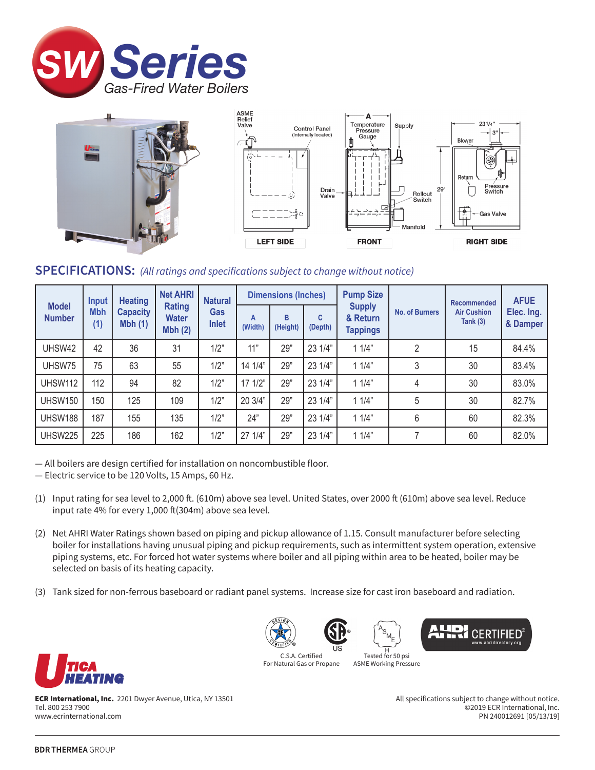# SW Series
*Gas-Fired Water Boilers*

ASME Relief Valve
Control Panel (Internally located)
Drain Valve
LEFT SIDE

A
Temperature Pressure Gauge
Supply
Rollout Switch
Manifold
29"
FRONT

23 1/4"
3"
Blower
Return
Pressure Switch
Gas Valve
RIGHT SIDE

## SPECIFICATIONS: *(All ratings and specifications subject to change without notice)*

| Model Number | Input Mbh (1) | Heating Capacity Mbh (1) | Net AHRI Rating Water Mbh (2) | Natural Gas Inlet | Dimensions (Inches) | | | Pump Size Supply & Return Tappings | No. of Burners | Recommended Air Cushion Tank (3) | AFUE Elec. Ing. & Damper |
|---|---|---|---|---|---|---|---|---|---|---|---|
| | | | | | A (Width) | B (Height) | C (Depth) | | | | |
| UHSW42 | 42 | 36 | 31 | 1/2" | 11" | 29" | 23 1/4" | 1 1/4" | 2 | 15 | 84.4% |
| UHSW75 | 75 | 63 | 55 | 1/2" | 14 1/4" | 29" | 23 1/4" | 1 1/4" | 3 | 30 | 83.4% |
| UHSW112 | 112 | 94 | 82 | 1/2" | 17 1/2" | 29" | 23 1/4" | 1 1/4" | 4 | 30 | 83.0% |
| UHSW150 | 150 | 125 | 109 | 1/2" | 20 3/4" | 29" | 23 1/4" | 1 1/4" | 5 | 30 | 82.7% |
| UHSW188 | 187 | 155 | 135 | 1/2" | 24" | 29" | 23 1/4" | 1 1/4" | 6 | 60 | 82.3% |
| UHSW225 | 225 | 186 | 162 | 1/2" | 27 1/4" | 29" | 23 1/4" | 1 1/4" | 7 | 60 | 82.0% |

— All boilers are design certified for installation on noncombustible floor.
— Electric service to be 120 Volts, 15 Amps, 60 Hz.

(1) Input rating for sea level to 2,000 ft. (610m) above sea level. United States, over 2000 ft (610m) above sea level. Reduce input rate 4% for every 1,000 ft(304m) above sea level.

(2) Net AHRI Water Ratings shown based on piping and pickup allowance of 1.15. Consult manufacturer before selecting boiler for installations having unusual piping and pickup requirements, such as intermittent system operation, extensive piping systems, etc. For forced hot water systems where boiler and all piping within area to be heated, boiler may be selected on basis of its heating capacity.

(3) Tank sized for non-ferrous baseboard or radiant panel systems. Increase size for cast iron baseboard and radiation.

C.S.A. Certified
For Natural Gas or Propane

Tested for 50 psi
ASME Working Pressure

AHRI CERTIFIED® www.ahridirectory.org

UTICA HEATING

**ECR International, Inc.** 2201 Dwyer Avenue, Utica, NY 13501
Tel. 800 253 7900
www.ecrinternational.com

All specifications subject to change without notice.
©2019 ECR International, Inc.
PN 240012691 [05/13/19]

**BDR THERMEA** GROUP